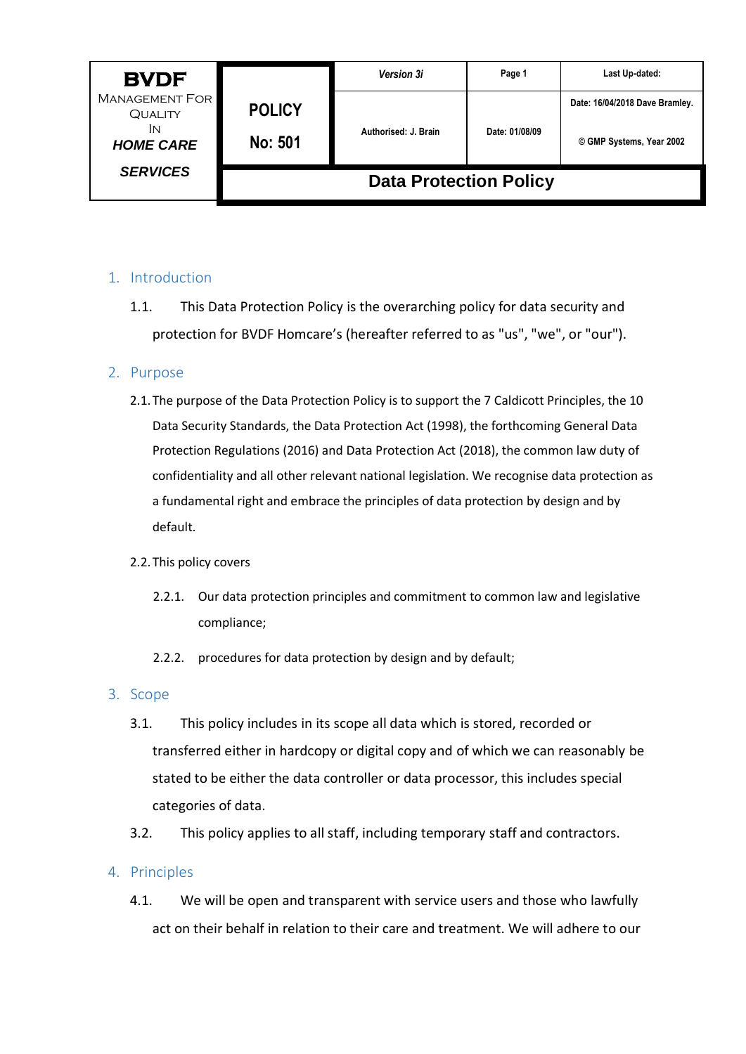| BVDF Management For Quality In ***HOME CARE SERVICES*** | **POLICY No: 501** | ***Version 3i*** | **Page 1** | **Last Up-dated:** |
|---|---|---|---|---|
| | | **Authorised: J. Brain** | **Date: 01/08/09** | **Date: 16/04/2018 Dave Bramley.** **© GMP Systems, Year 2002** |
| | **Data Protection Policy** | | | |

## 1. Introduction

1.1. This Data Protection Policy is the overarching policy for data security and protection for BVDF Homcare's (hereafter referred to as "us", "we", or "our").

## 2. Purpose

2.1. The purpose of the Data Protection Policy is to support the 7 Caldicott Principles, the 10 Data Security Standards, the Data Protection Act (1998), the forthcoming General Data Protection Regulations (2016) and Data Protection Act (2018), the common law duty of confidentiality and all other relevant national legislation. We recognise data protection as a fundamental right and embrace the principles of data protection by design and by default.

2.2. This policy covers

2.2.1. Our data protection principles and commitment to common law and legislative compliance;

2.2.2. procedures for data protection by design and by default;

## 3. Scope

3.1. This policy includes in its scope all data which is stored, recorded or transferred either in hardcopy or digital copy and of which we can reasonably be stated to be either the data controller or data processor, this includes special categories of data.

3.2. This policy applies to all staff, including temporary staff and contractors.

## 4. Principles

4.1. We will be open and transparent with service users and those who lawfully act on their behalf in relation to their care and treatment. We will adhere to our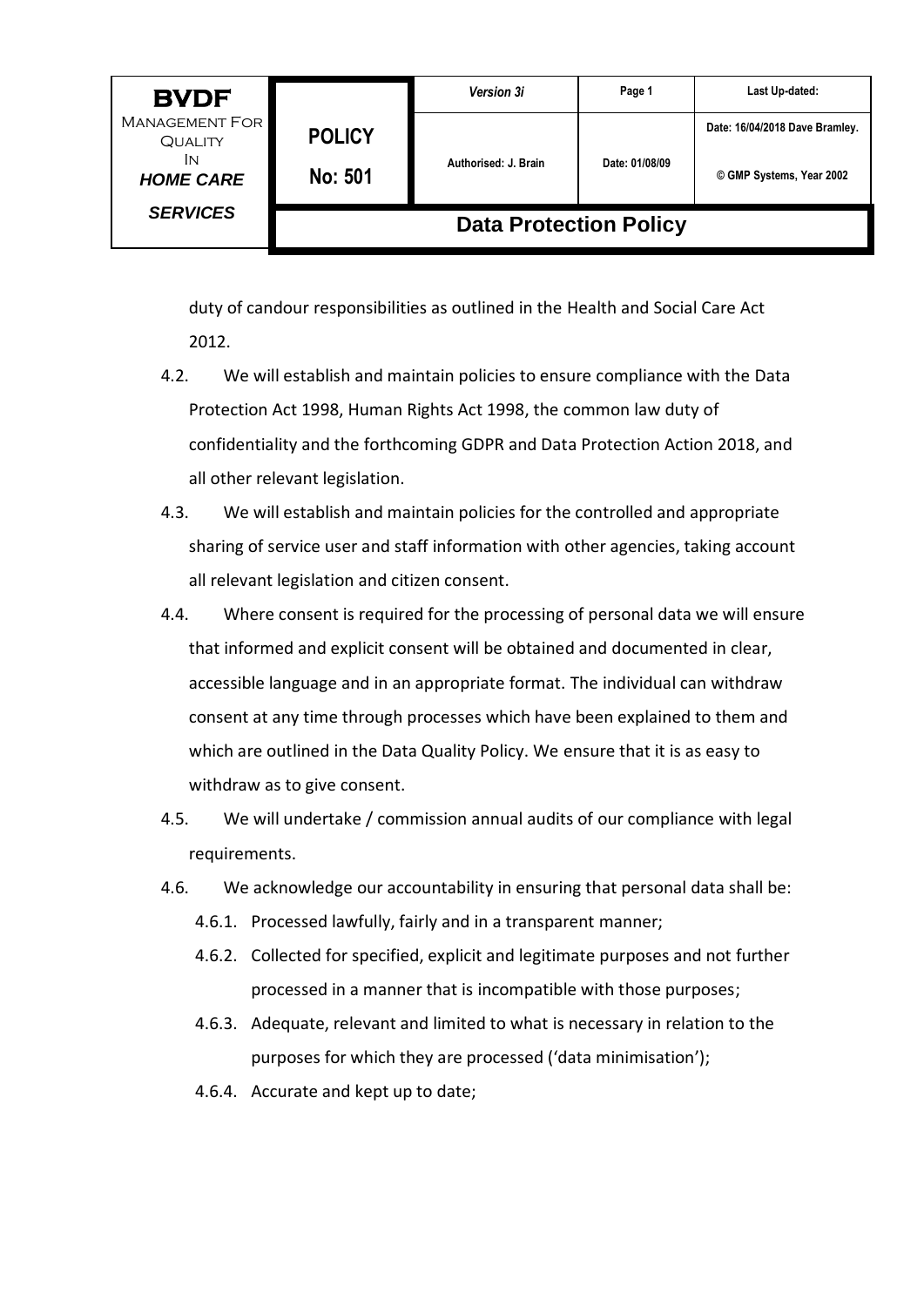duty of candour responsibilities as outlined in the Health and Social Care Act 2012.

4.2. We will establish and maintain policies to ensure compliance with the Data Protection Act 1998, Human Rights Act 1998, the common law duty of confidentiality and the forthcoming GDPR and Data Protection Action 2018, and all other relevant legislation.

4.3. We will establish and maintain policies for the controlled and appropriate sharing of service user and staff information with other agencies, taking account all relevant legislation and citizen consent.

4.4. Where consent is required for the processing of personal data we will ensure that informed and explicit consent will be obtained and documented in clear, accessible language and in an appropriate format. The individual can withdraw consent at any time through processes which have been explained to them and which are outlined in the Data Quality Policy. We ensure that it is as easy to withdraw as to give consent.

4.5. We will undertake / commission annual audits of our compliance with legal requirements.

4.6. We acknowledge our accountability in ensuring that personal data shall be:

- 4.6.1. Processed lawfully, fairly and in a transparent manner;
- 4.6.2. Collected for specified, explicit and legitimate purposes and not further processed in a manner that is incompatible with those purposes;
- 4.6.3. Adequate, relevant and limited to what is necessary in relation to the purposes for which they are processed ('data minimisation');
- 4.6.4. Accurate and kept up to date;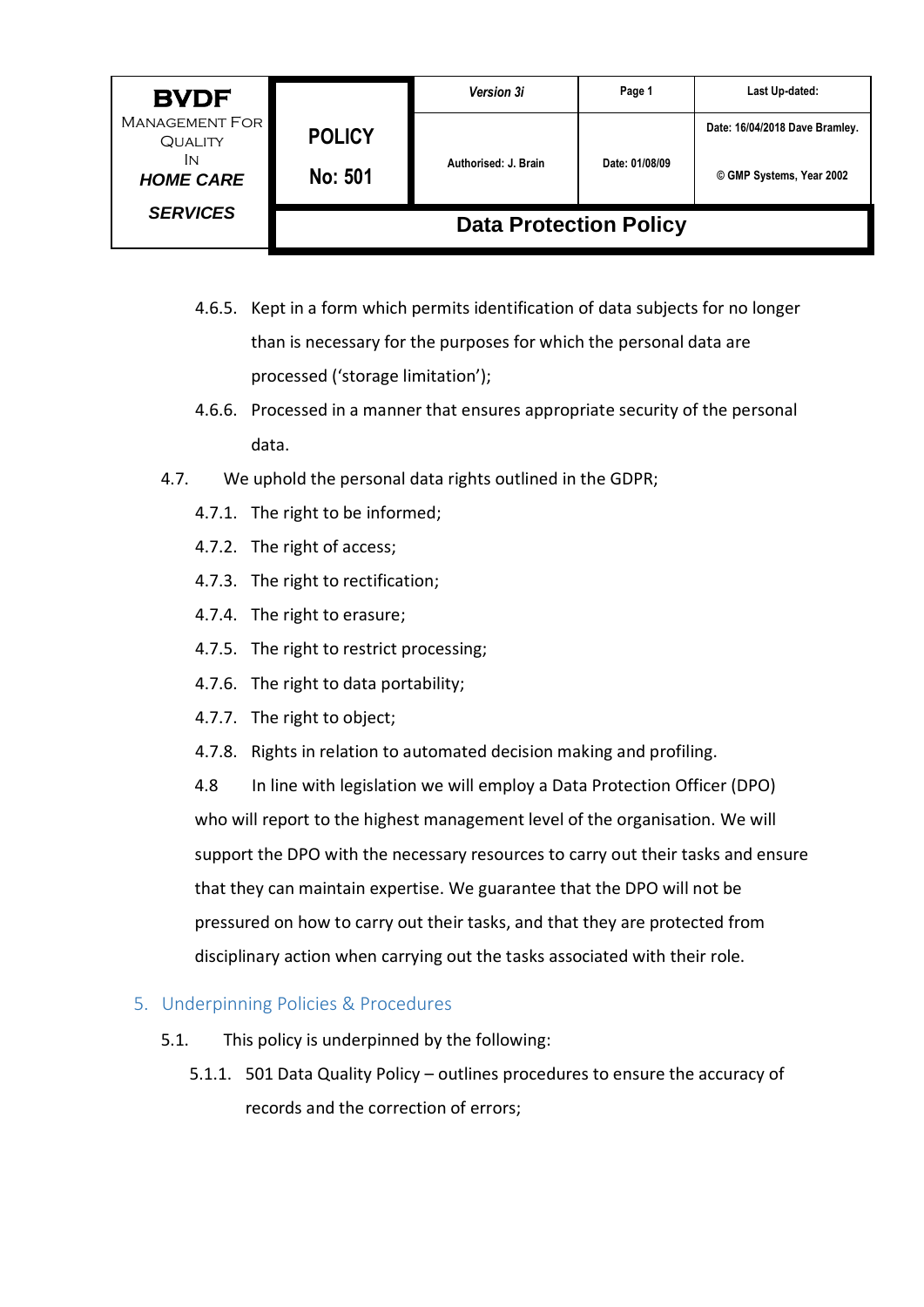4.6.5. Kept in a form which permits identification of data subjects for no longer than is necessary for the purposes for which the personal data are processed ('storage limitation');

4.6.6. Processed in a manner that ensures appropriate security of the personal data.

4.7. We uphold the personal data rights outlined in the GDPR;

4.7.1. The right to be informed;

4.7.2. The right of access;

4.7.3. The right to rectification;

4.7.4. The right to erasure;

4.7.5. The right to restrict processing;

4.7.6. The right to data portability;

4.7.7. The right to object;

4.7.8. Rights in relation to automated decision making and profiling.

4.8 In line with legislation we will employ a Data Protection Officer (DPO) who will report to the highest management level of the organisation. We will support the DPO with the necessary resources to carry out their tasks and ensure that they can maintain expertise. We guarantee that the DPO will not be pressured on how to carry out their tasks, and that they are protected from disciplinary action when carrying out the tasks associated with their role.

## 5. Underpinning Policies & Procedures

5.1. This policy is underpinned by the following:

5.1.1. 501 Data Quality Policy – outlines procedures to ensure the accuracy of records and the correction of errors;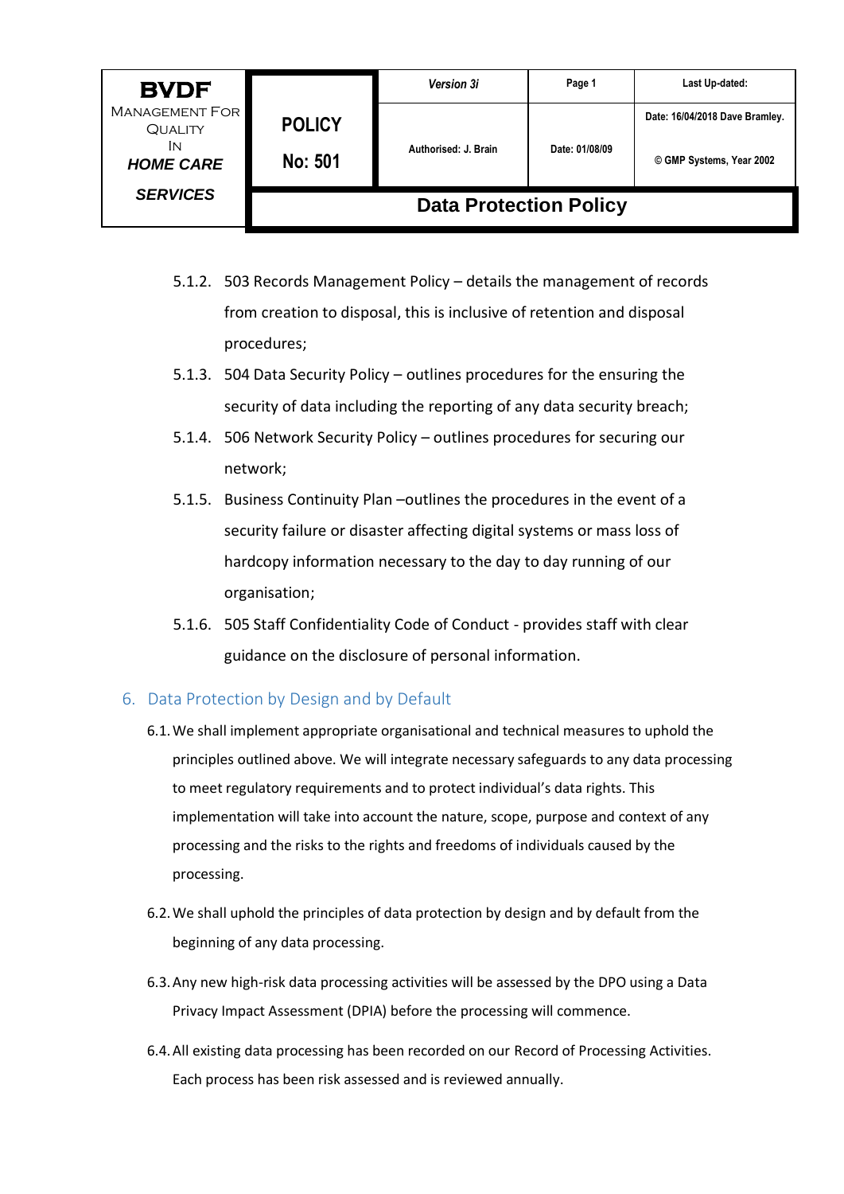5.1.2. 503 Records Management Policy – details the management of records from creation to disposal, this is inclusive of retention and disposal procedures;

5.1.3. 504 Data Security Policy – outlines procedures for the ensuring the security of data including the reporting of any data security breach;

5.1.4. 506 Network Security Policy – outlines procedures for securing our network;

5.1.5. Business Continuity Plan –outlines the procedures in the event of a security failure or disaster affecting digital systems or mass loss of hardcopy information necessary to the day to day running of our organisation;

5.1.6. 505 Staff Confidentiality Code of Conduct - provides staff with clear guidance on the disclosure of personal information.

## 6. Data Protection by Design and by Default

6.1. We shall implement appropriate organisational and technical measures to uphold the principles outlined above. We will integrate necessary safeguards to any data processing to meet regulatory requirements and to protect individual's data rights. This implementation will take into account the nature, scope, purpose and context of any processing and the risks to the rights and freedoms of individuals caused by the processing.

6.2. We shall uphold the principles of data protection by design and by default from the beginning of any data processing.

6.3. Any new high-risk data processing activities will be assessed by the DPO using a Data Privacy Impact Assessment (DPIA) before the processing will commence.

6.4. All existing data processing has been recorded on our Record of Processing Activities. Each process has been risk assessed and is reviewed annually.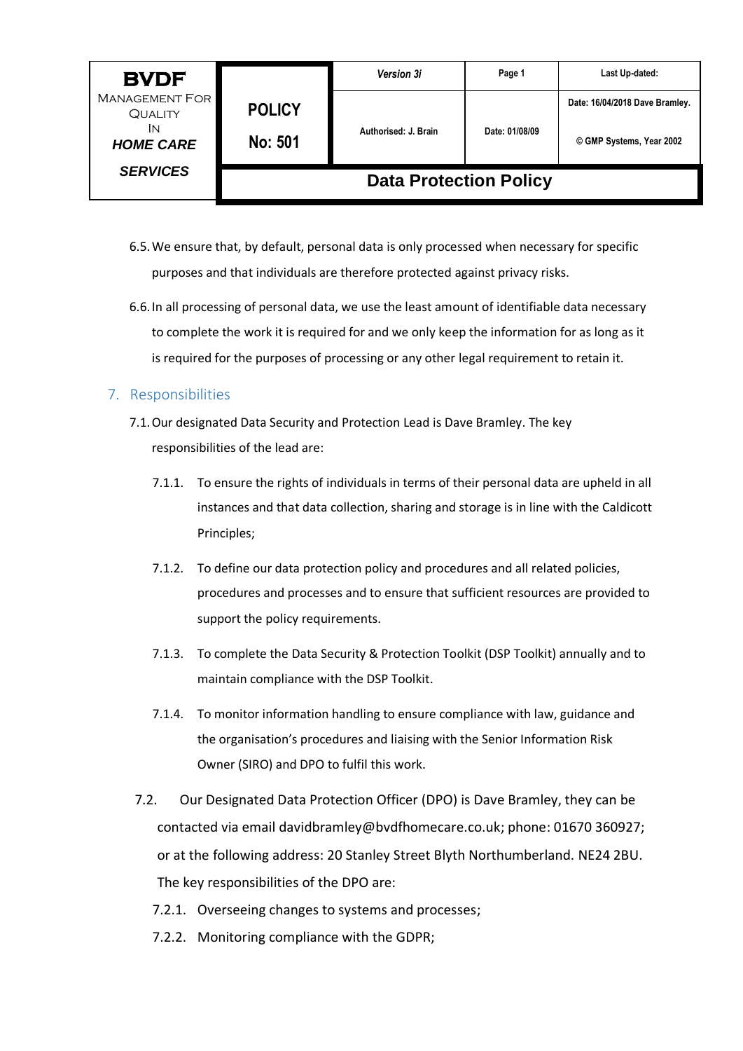6.5. We ensure that, by default, personal data is only processed when necessary for specific purposes and that individuals are therefore protected against privacy risks.

6.6. In all processing of personal data, we use the least amount of identifiable data necessary to complete the work it is required for and we only keep the information for as long as it is required for the purposes of processing or any other legal requirement to retain it.

## 7. Responsibilities

7.1. Our designated Data Security and Protection Lead is Dave Bramley. The key responsibilities of the lead are:

7.1.1. To ensure the rights of individuals in terms of their personal data are upheld in all instances and that data collection, sharing and storage is in line with the Caldicott Principles;

7.1.2. To define our data protection policy and procedures and all related policies, procedures and processes and to ensure that sufficient resources are provided to support the policy requirements.

7.1.3. To complete the Data Security & Protection Toolkit (DSP Toolkit) annually and to maintain compliance with the DSP Toolkit.

7.1.4. To monitor information handling to ensure compliance with law, guidance and the organisation's procedures and liaising with the Senior Information Risk Owner (SIRO) and DPO to fulfil this work.

7.2. Our Designated Data Protection Officer (DPO) is Dave Bramley, they can be contacted via email davidbramley@bvdfhomecare.co.uk; phone: 01670 360927; or at the following address: 20 Stanley Street Blyth Northumberland. NE24 2BU. The key responsibilities of the DPO are:

7.2.1. Overseeing changes to systems and processes;

7.2.2. Monitoring compliance with the GDPR;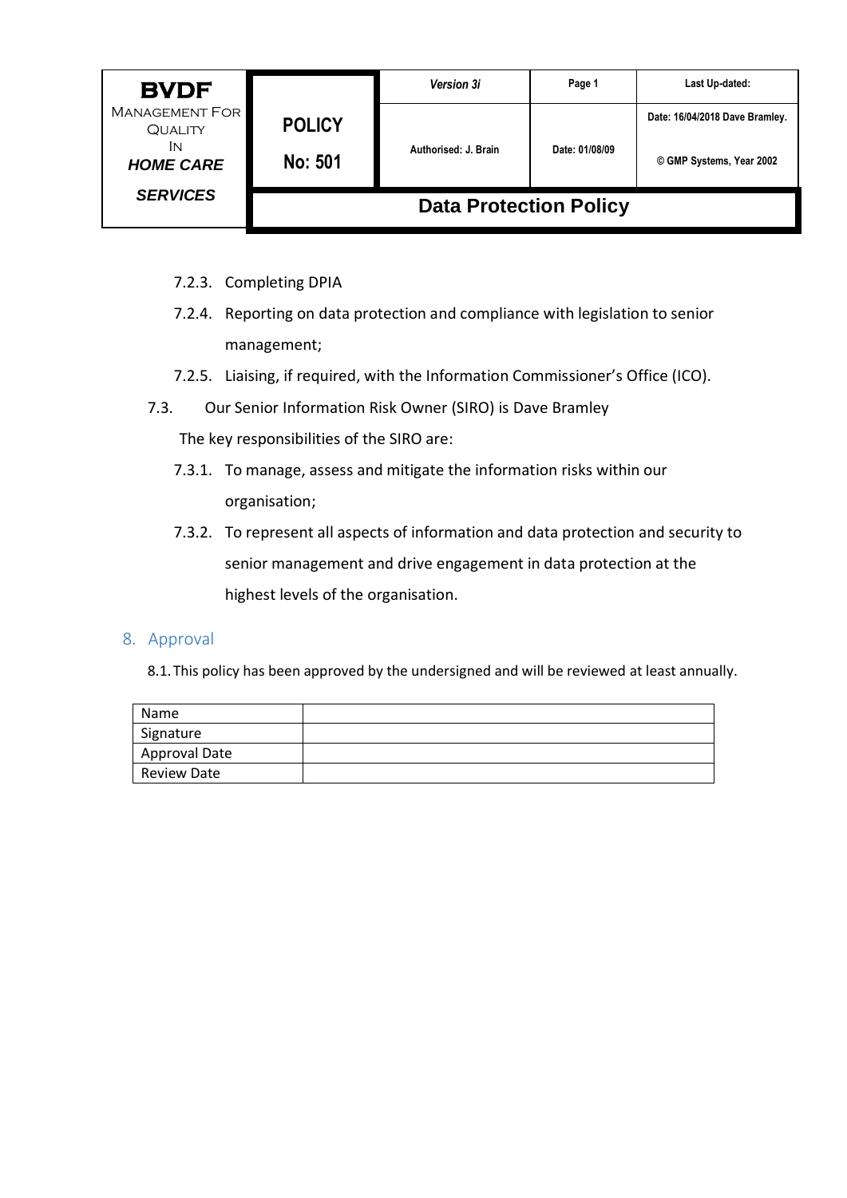7.2.3. Completing DPIA

7.2.4. Reporting on data protection and compliance with legislation to senior management;

7.2.5. Liaising, if required, with the Information Commissioner's Office (ICO).

7.3. Our Senior Information Risk Owner (SIRO) is Dave Bramley

The key responsibilities of the SIRO are:

7.3.1. To manage, assess and mitigate the information risks within our organisation;

7.3.2. To represent all aspects of information and data protection and security to senior management and drive engagement in data protection at the highest levels of the organisation.

## 8. Approval

8.1. This policy has been approved by the undersigned and will be reviewed at least annually.

| | |
|---|---|
| Name | |
| Signature | |
| Approval Date | |
| Review Date | |